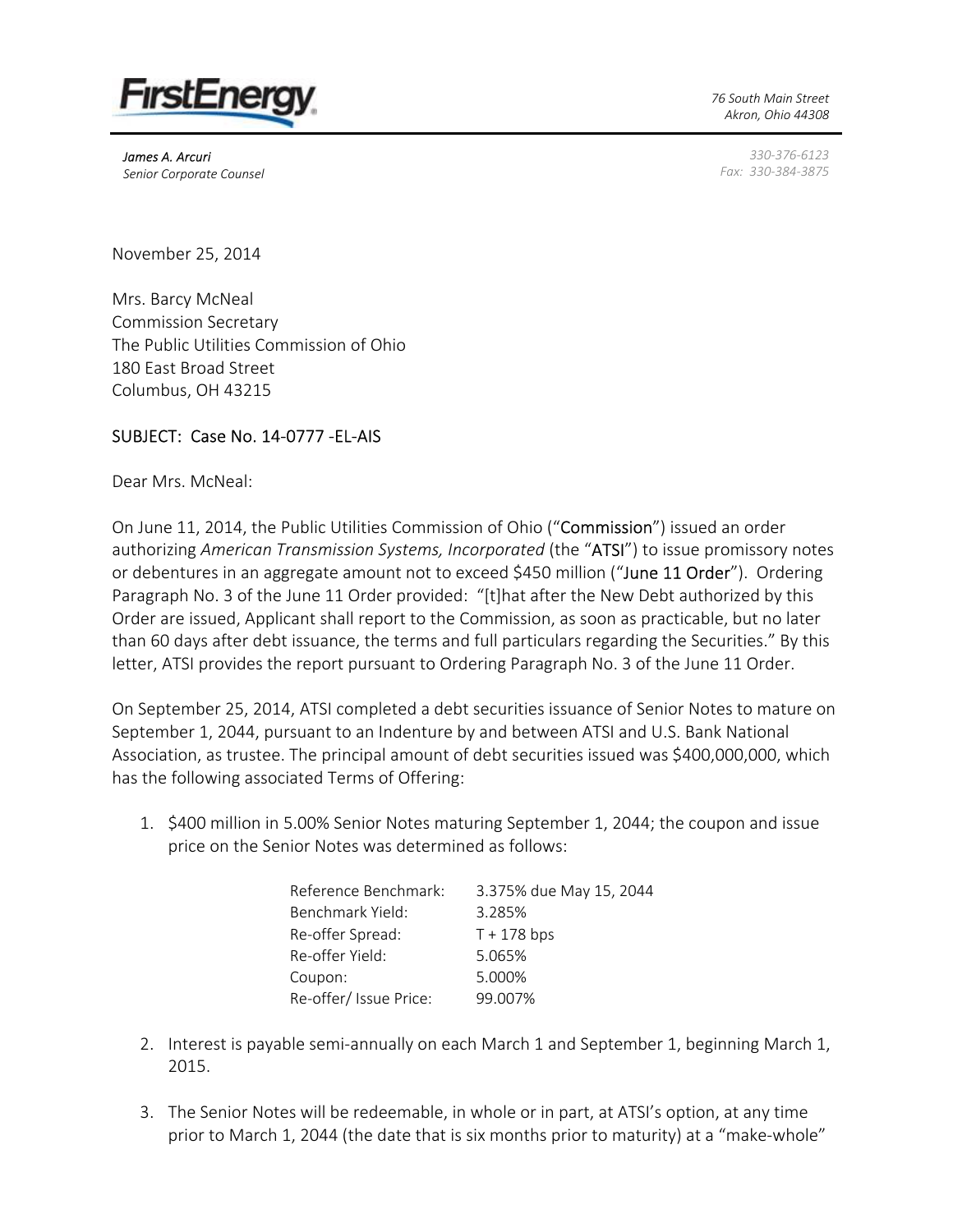**FirstEnergy**

*76 South Main Street*
*Akron, Ohio 44308*

*James A. Arcuri*
*Senior Corporate Counsel*

*330-376-6123*
*Fax: 330-384-3875*

November 25, 2014

Mrs. Barcy McNeal
Commission Secretary
The Public Utilities Commission of Ohio
180 East Broad Street
Columbus, OH 43215

SUBJECT: Case No. 14-0777 -EL-AIS

Dear Mrs. McNeal:

On June 11, 2014, the Public Utilities Commission of Ohio ("Commission") issued an order authorizing *American Transmission Systems, Incorporated* (the "ATSI") to issue promissory notes or debentures in an aggregate amount not to exceed $450 million ("June 11 Order"). Ordering Paragraph No. 3 of the June 11 Order provided: "[t]hat after the New Debt authorized by this Order are issued, Applicant shall report to the Commission, as soon as practicable, but no later than 60 days after debt issuance, the terms and full particulars regarding the Securities." By this letter, ATSI provides the report pursuant to Ordering Paragraph No. 3 of the June 11 Order.

On September 25, 2014, ATSI completed a debt securities issuance of Senior Notes to mature on September 1, 2044, pursuant to an Indenture by and between ATSI and U.S. Bank National Association, as trustee. The principal amount of debt securities issued was $400,000,000, which has the following associated Terms of Offering:

1. $400 million in 5.00% Senior Notes maturing September 1, 2044; the coupon and issue price on the Senior Notes was determined as follows:

| | |
|---|---|
| Reference Benchmark: | 3.375% due May 15, 2044 |
| Benchmark Yield: | 3.285% |
| Re-offer Spread: | T + 178 bps |
| Re-offer Yield: | 5.065% |
| Coupon: | 5.000% |
| Re-offer/ Issue Price: | 99.007% |

2. Interest is payable semi-annually on each March 1 and September 1, beginning March 1, 2015.

3. The Senior Notes will be redeemable, in whole or in part, at ATSI's option, at any time prior to March 1, 2044 (the date that is six months prior to maturity) at a "make-whole"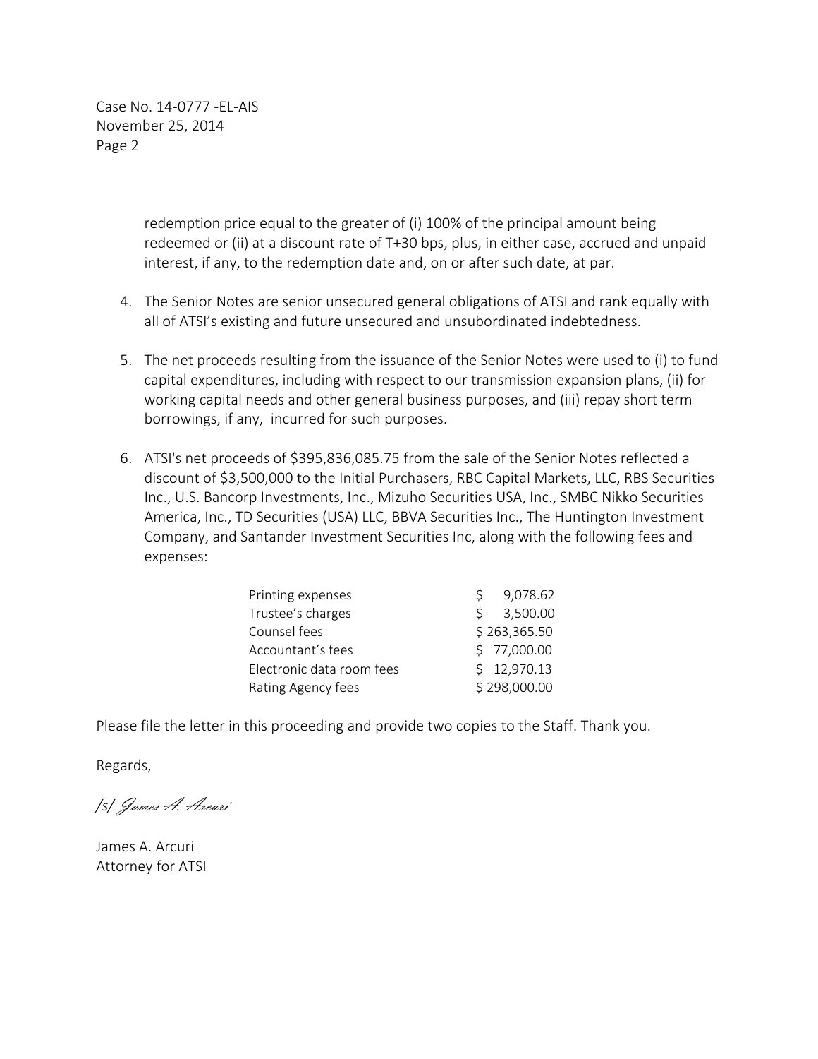redemption price equal to the greater of (i) 100% of the principal amount being redeemed or (ii) at a discount rate of T+30 bps, plus, in either case, accrued and unpaid interest, if any, to the redemption date and, on or after such date, at par.

4. The Senior Notes are senior unsecured general obligations of ATSI and rank equally with all of ATSI's existing and future unsecured and unsubordinated indebtedness.

5. The net proceeds resulting from the issuance of the Senior Notes were used to (i) to fund capital expenditures, including with respect to our transmission expansion plans, (ii) for working capital needs and other general business purposes, and (iii) repay short term borrowings, if any, incurred for such purposes.

6. ATSI's net proceeds of $395,836,085.75 from the sale of the Senior Notes reflected a discount of $3,500,000 to the Initial Purchasers, RBC Capital Markets, LLC, RBS Securities Inc., U.S. Bancorp Investments, Inc., Mizuho Securities USA, Inc., SMBC Nikko Securities America, Inc., TD Securities (USA) LLC, BBVA Securities Inc., The Huntington Investment Company, and Santander Investment Securities Inc, along with the following fees and expenses:

| | |
|---|---|
| Printing expenses | $ 9,078.62 |
| Trustee's charges | $ 3,500.00 |
| Counsel fees | $ 263,365.50 |
| Accountant's fees | $ 77,000.00 |
| Electronic data room fees | $ 12,970.13 |
| Rating Agency fees | $ 298,000.00 |

Please file the letter in this proceeding and provide two copies to the Staff. Thank you.

Regards,

/s/ James A. Arcuri

James A. Arcuri
Attorney for ATSI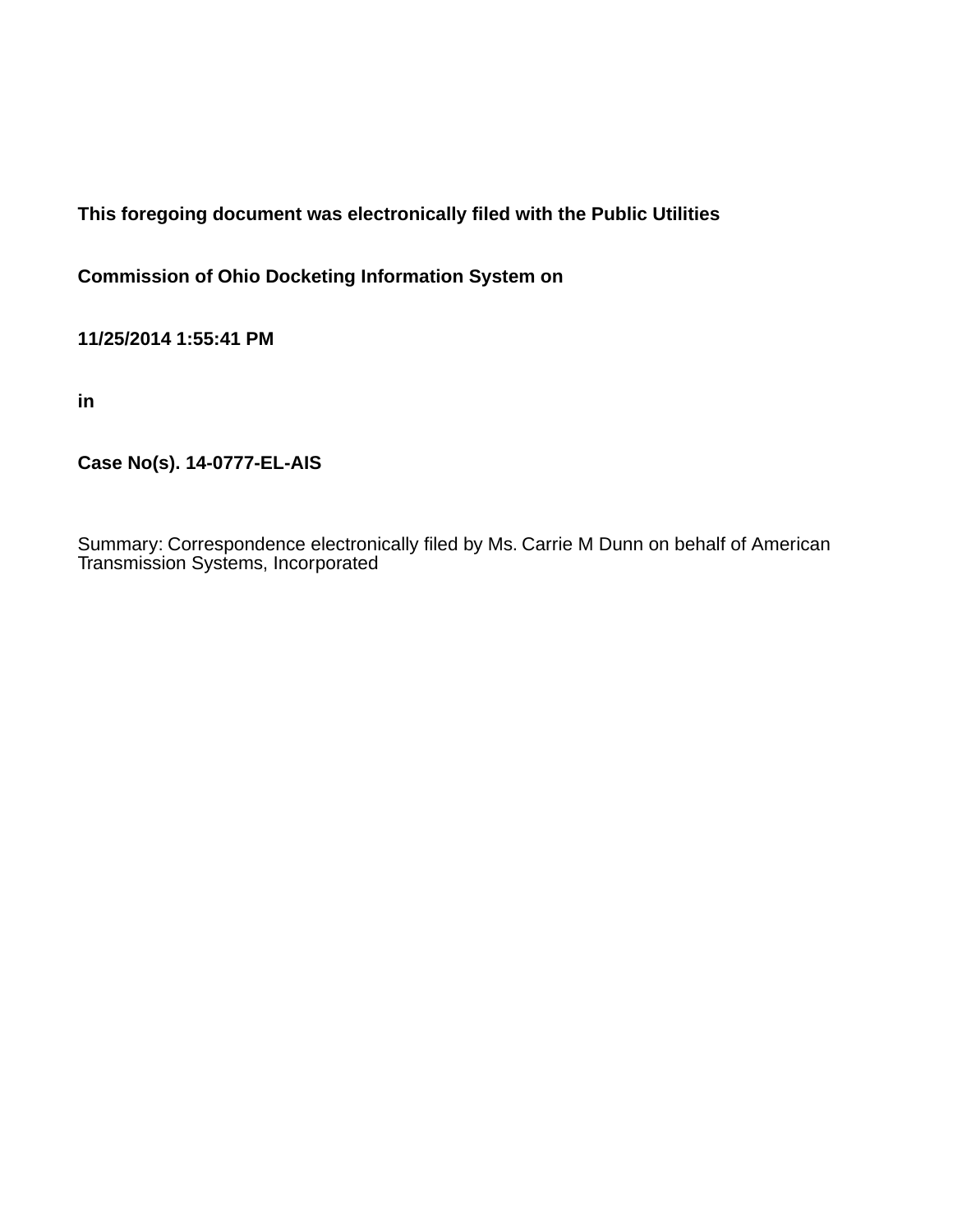**This foregoing document was electronically filed with the Public Utilities**

**Commission of Ohio Docketing Information System on**

**11/25/2014 1:55:41 PM**

**in**

**Case No(s). 14-0777-EL-AIS**

Summary: Correspondence electronically filed by Ms. Carrie M Dunn on behalf of American Transmission Systems, Incorporated